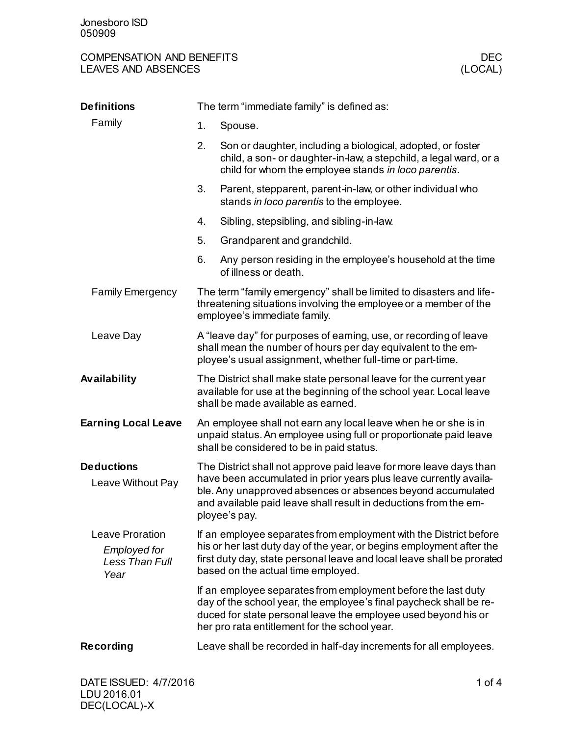Jonesboro ISD
050909

COMPENSATION AND BENEFITS
LEAVES AND ABSENCES

DEC
(LOCAL)

## Definitions

### Family

The term “immediate family” is defined as:

1. Spouse.
2. Son or daughter, including a biological, adopted, or foster child, a son- or daughter-in-law, a stepchild, a legal ward, or a child for whom the employee stands *in loco parentis*.
3. Parent, stepparent, parent-in-law, or other individual who stands *in loco parentis* to the employee.
4. Sibling, stepsibling, and sibling-in-law.
5. Grandparent and grandchild.
6. Any person residing in the employee’s household at the time of illness or death.

### Family Emergency

The term “family emergency” shall be limited to disasters and life-threatening situations involving the employee or a member of the employee’s immediate family.

### Leave Day

A “leave day” for purposes of earning, use, or recording of leave shall mean the number of hours per day equivalent to the employee’s usual assignment, whether full-time or part-time.

## Availability

The District shall make state personal leave for the current year available for use at the beginning of the school year. Local leave shall be made available as earned.

## Earning Local Leave

An employee shall not earn any local leave when he or she is in unpaid status. An employee using full or proportionate paid leave shall be considered to be in paid status.

## Deductions

### Leave Without Pay

The District shall not approve paid leave for more leave days than have been accumulated in prior years plus leave currently available. Any unapproved absences or absences beyond accumulated and available paid leave shall result in deductions from the employee’s pay.

### Leave Proration

#### *Employed for Less Than Full Year*

If an employee separates from employment with the District before his or her last duty day of the year, or begins employment after the first duty day, state personal leave and local leave shall be prorated based on the actual time employed.

If an employee separates from employment before the last duty day of the school year, the employee’s final paycheck shall be reduced for state personal leave the employee used beyond his or her pro rata entitlement for the school year.

## Recording

Leave shall be recorded in half-day increments for all employees.

DATE ISSUED: 4/7/2016
LDU 2016.01
DEC(LOCAL)-X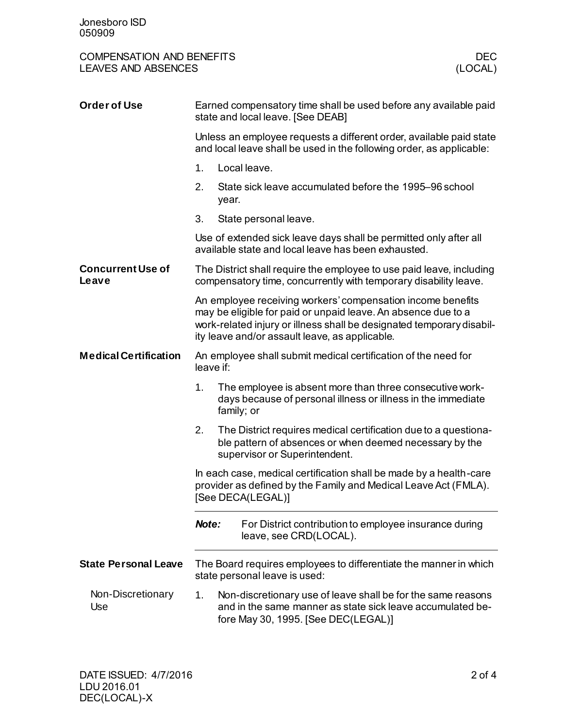## Order of Use

Earned compensatory time shall be used before any available paid state and local leave. [See DEAB]

Unless an employee requests a different order, available paid state and local leave shall be used in the following order, as applicable:

1. Local leave.
2. State sick leave accumulated before the 1995–96 school year.
3. State personal leave.

Use of extended sick leave days shall be permitted only after all available state and local leave has been exhausted.

## Concurrent Use of Leave

The District shall require the employee to use paid leave, including compensatory time, concurrently with temporary disability leave.

An employee receiving workers' compensation income benefits may be eligible for paid or unpaid leave. An absence due to a work-related injury or illness shall be designated temporary disability leave and/or assault leave, as applicable.

## Medical Certification

An employee shall submit medical certification of the need for leave if:

1. The employee is absent more than three consecutive workdays because of personal illness or illness in the immediate family; or
2. The District requires medical certification due to a questionable pattern of absences or when deemed necessary by the supervisor or Superintendent.

In each case, medical certification shall be made by a health-care provider as defined by the Family and Medical Leave Act (FMLA). [See DECA(LEGAL)]

---

***Note:*** For District contribution to employee insurance during leave, see CRD(LOCAL).

---

## State Personal Leave

The Board requires employees to differentiate the manner in which state personal leave is used:

### Non-Discretionary Use

1. Non-discretionary use of leave shall be for the same reasons and in the same manner as state sick leave accumulated before May 30, 1995. [See DEC(LEGAL)]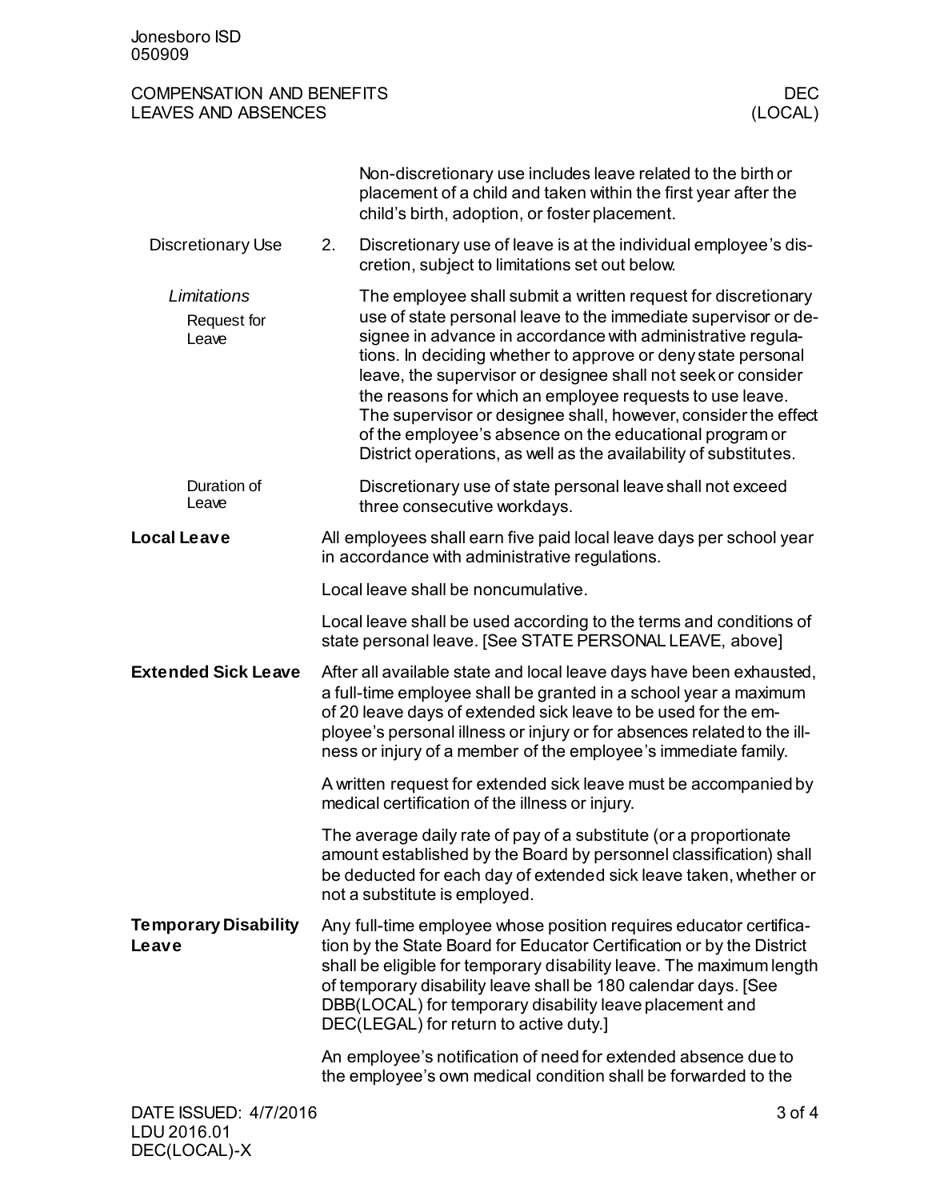Non-discretionary use includes leave related to the birth or placement of a child and taken within the first year after the child's birth, adoption, or foster placement.

**Discretionary Use**

2. Discretionary use of leave is at the individual employee's discretion, subject to limitations set out below.

*Limitations*

Request for Leave

The employee shall submit a written request for discretionary use of state personal leave to the immediate supervisor or designee in advance in accordance with administrative regulations. In deciding whether to approve or deny state personal leave, the supervisor or designee shall not seek or consider the reasons for which an employee requests to use leave. The supervisor or designee shall, however, consider the effect of the employee's absence on the educational program or District operations, as well as the availability of substitutes.

Duration of Leave

Discretionary use of state personal leave shall not exceed three consecutive workdays.

## Local Leave

All employees shall earn five paid local leave days per school year in accordance with administrative regulations.

Local leave shall be noncumulative.

Local leave shall be used according to the terms and conditions of state personal leave. [See STATE PERSONAL LEAVE, above]

## Extended Sick Leave

After all available state and local leave days have been exhausted, a full-time employee shall be granted in a school year a maximum of 20 leave days of extended sick leave to be used for the employee's personal illness or injury or for absences related to the illness or injury of a member of the employee's immediate family.

A written request for extended sick leave must be accompanied by medical certification of the illness or injury.

The average daily rate of pay of a substitute (or a proportionate amount established by the Board by personnel classification) shall be deducted for each day of extended sick leave taken, whether or not a substitute is employed.

## Temporary Disability Leave

Any full-time employee whose position requires educator certification by the State Board for Educator Certification or by the District shall be eligible for temporary disability leave. The maximum length of temporary disability leave shall be 180 calendar days. [See DBB(LOCAL) for temporary disability leave placement and DEC(LEGAL) for return to active duty.]

An employee's notification of need for extended absence due to the employee's own medical condition shall be forwarded to the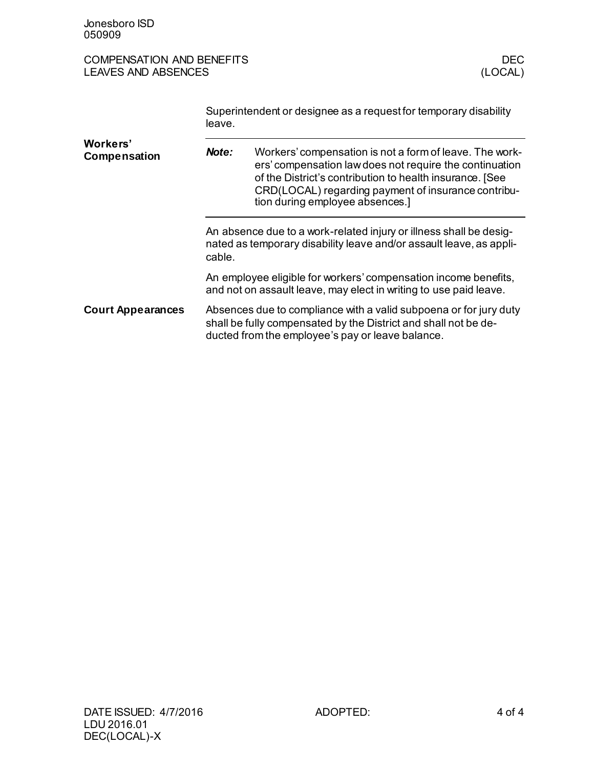Superintendent or designee as a request for temporary disability leave.

## Workers' Compensation

***Note:*** Workers' compensation is not a form of leave. The workers' compensation law does not require the continuation of the District's contribution to health insurance. [See CRD(LOCAL) regarding payment of insurance contribution during employee absences.]

An absence due to a work-related injury or illness shall be designated as temporary disability leave and/or assault leave, as applicable.

An employee eligible for workers' compensation income benefits, and not on assault leave, may elect in writing to use paid leave.

## Court Appearances

Absences due to compliance with a valid subpoena or for jury duty shall be fully compensated by the District and shall not be deducted from the employee's pay or leave balance.